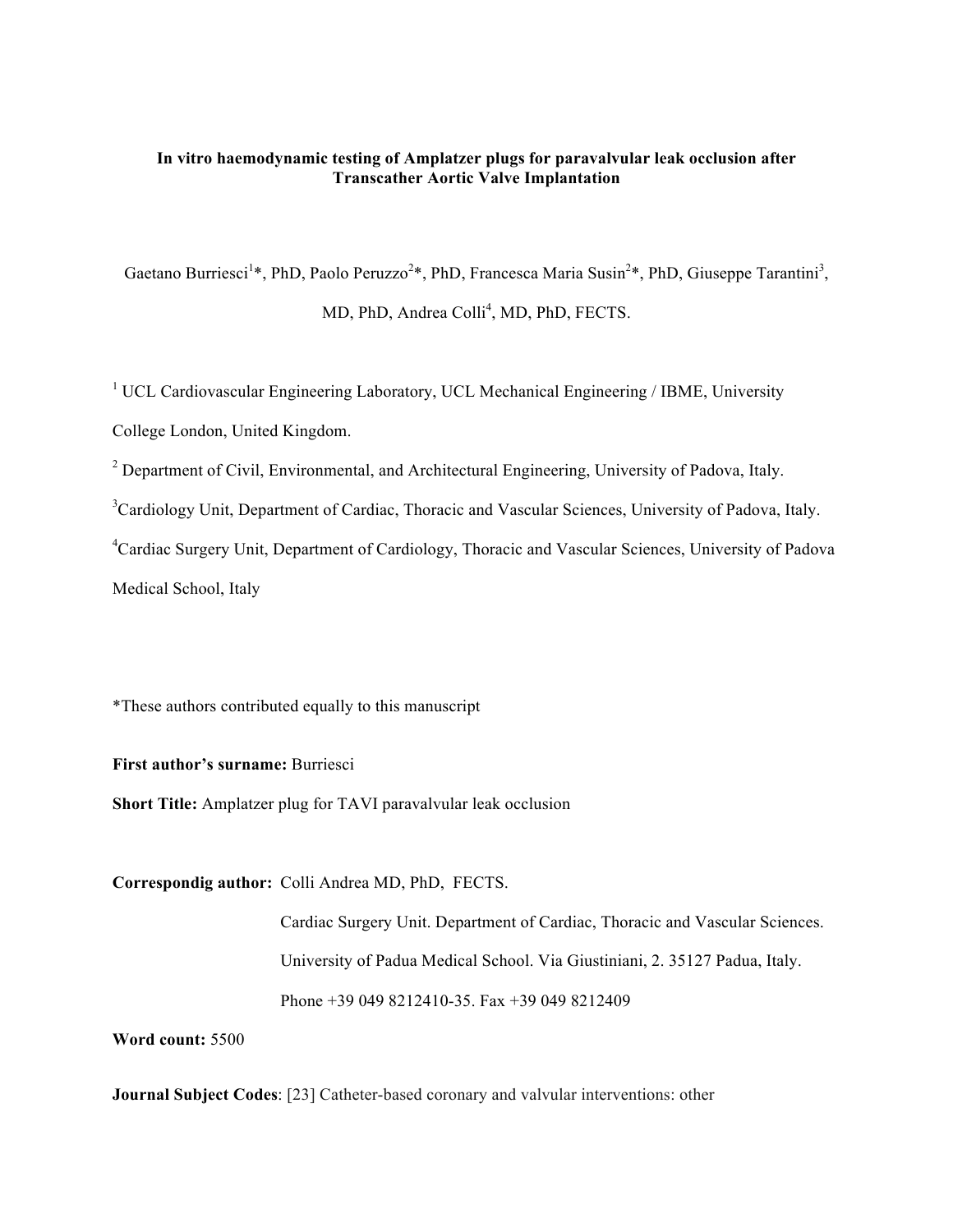**In vitro haemodynamic testing of Amplatzer plugs for paravalvular leak occlusion after Transcather Aortic Valve Implantation**

Gaetano Burriesci[1]*, PhD, Paolo Peruzzo[2]*, PhD, Francesca Maria Susin[2]*, PhD, Giuseppe Tarantini[3], MD, PhD, Andrea Colli[4], MD, PhD, FECTS.

[1] UCL Cardiovascular Engineering Laboratory, UCL Mechanical Engineering / IBME, University College London, United Kingdom.

[2] Department of Civil, Environmental, and Architectural Engineering, University of Padova, Italy.

[3] Cardiology Unit, Department of Cardiac, Thoracic and Vascular Sciences, University of Padova, Italy.

[4] Cardiac Surgery Unit, Department of Cardiology, Thoracic and Vascular Sciences, University of Padova Medical School, Italy

*These authors contributed equally to this manuscript

**First author's surname:** Burriesci

**Short Title:** Amplatzer plug for TAVI paravalvular leak occlusion

**Correspondig author:** Colli Andrea MD, PhD, FECTS.

Cardiac Surgery Unit. Department of Cardiac, Thoracic and Vascular Sciences.

University of Padua Medical School. Via Giustiniani, 2. 35127 Padua, Italy.

Phone +39 049 8212410-35. Fax +39 049 8212409

**Word count:** 5500

**Journal Subject Codes**: [23] Catheter-based coronary and valvular interventions: other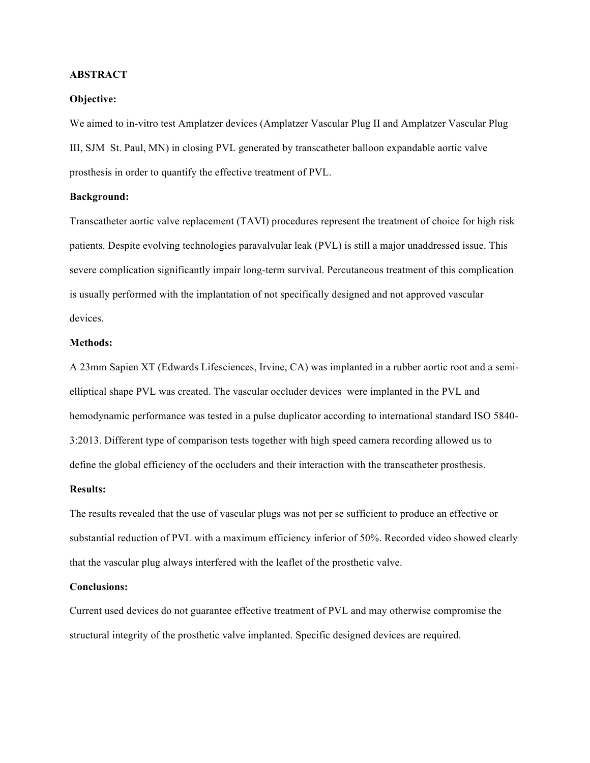## ABSTRACT

**Objective:**

We aimed to in-vitro test Amplatzer devices (Amplatzer Vascular Plug II and Amplatzer Vascular Plug III, SJM St. Paul, MN) in closing PVL generated by transcatheter balloon expandable aortic valve prosthesis in order to quantify the effective treatment of PVL.

**Background:**

Transcatheter aortic valve replacement (TAVI) procedures represent the treatment of choice for high risk patients. Despite evolving technologies paravalvular leak (PVL) is still a major unaddressed issue. This severe complication significantly impair long-term survival. Percutaneous treatment of this complication is usually performed with the implantation of not specifically designed and not approved vascular devices.

**Methods:**

A 23mm Sapien XT (Edwards Lifesciences, Irvine, CA) was implanted in a rubber aortic root and a semi-elliptical shape PVL was created. The vascular occluder devices were implanted in the PVL and hemodynamic performance was tested in a pulse duplicator according to international standard ISO 5840-3:2013. Different type of comparison tests together with high speed camera recording allowed us to define the global efficiency of the occluders and their interaction with the transcatheter prosthesis.

**Results:**

The results revealed that the use of vascular plugs was not per se sufficient to produce an effective or substantial reduction of PVL with a maximum efficiency inferior of 50%. Recorded video showed clearly that the vascular plug always interfered with the leaflet of the prosthetic valve.

**Conclusions:**

Current used devices do not guarantee effective treatment of PVL and may otherwise compromise the structural integrity of the prosthetic valve implanted. Specific designed devices are required.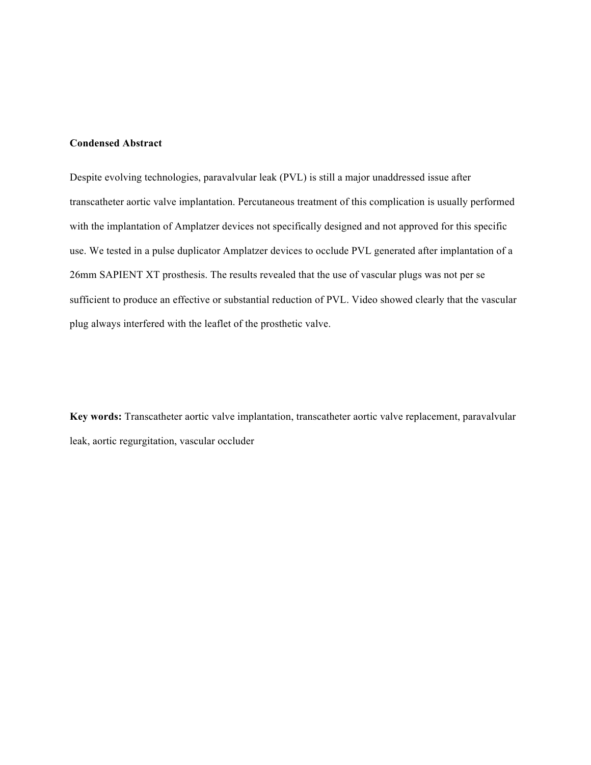**Condensed Abstract**

Despite evolving technologies, paravalvular leak (PVL) is still a major unaddressed issue after transcatheter aortic valve implantation. Percutaneous treatment of this complication is usually performed with the implantation of Amplatzer devices not specifically designed and not approved for this specific use. We tested in a pulse duplicator Amplatzer devices to occlude PVL generated after implantation of a 26mm SAPIENT XT prosthesis. The results revealed that the use of vascular plugs was not per se sufficient to produce an effective or substantial reduction of PVL. Video showed clearly that the vascular plug always interfered with the leaflet of the prosthetic valve.

**Key words:** Transcatheter aortic valve implantation, transcatheter aortic valve replacement, paravalvular leak, aortic regurgitation, vascular occluder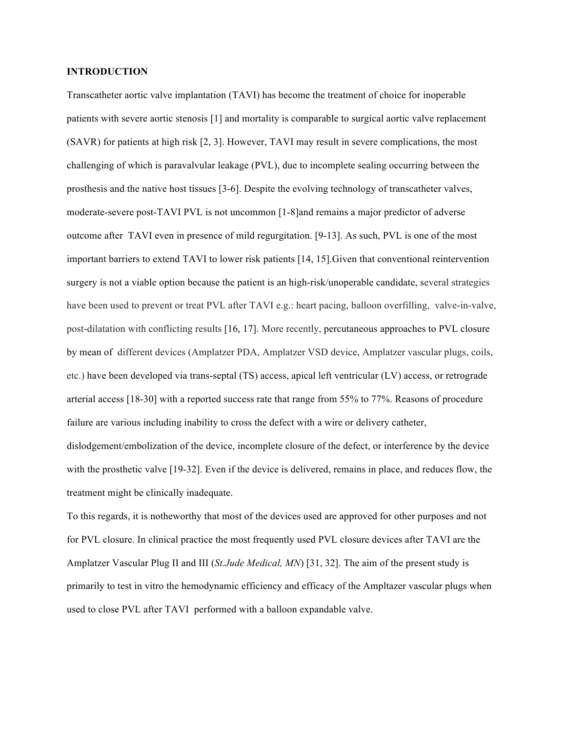**INTRODUCTION**

Transcatheter aortic valve implantation (TAVI) has become the treatment of choice for inoperable patients with severe aortic stenosis [1] and mortality is comparable to surgical aortic valve replacement (SAVR) for patients at high risk [2, 3]. However, TAVI may result in severe complications, the most challenging of which is paravalvular leakage (PVL), due to incomplete sealing occurring between the prosthesis and the native host tissues [3-6]. Despite the evolving technology of transcatheter valves, moderate-severe post-TAVI PVL is not uncommon [1-8]and remains a major predictor of adverse outcome after TAVI even in presence of mild regurgitation. [9-13]. As such, PVL is one of the most important barriers to extend TAVI to lower risk patients [14, 15].Given that conventional reintervention surgery is not a viable option because the patient is an high-risk/unoperable candidate, several strategies have been used to prevent or treat PVL after TAVI e.g.: heart pacing, balloon overfilling, valve-in-valve, post-dilatation with conflicting results [16, 17]. More recently, percutaneous approaches to PVL closure by mean of different devices (Amplatzer PDA, Amplatzer VSD device, Amplatzer vascular plugs, coils, etc.) have been developed via trans-septal (TS) access, apical left ventricular (LV) access, or retrograde arterial access [18-30] with a reported success rate that range from 55% to 77%. Reasons of procedure failure are various including inability to cross the defect with a wire or delivery catheter, dislodgement/embolization of the device, incomplete closure of the defect, or interference by the device with the prosthetic valve [19-32]. Even if the device is delivered, remains in place, and reduces flow, the treatment might be clinically inadequate.

To this regards, it is notheworthy that most of the devices used are approved for other purposes and not for PVL closure. In clinical practice the most frequently used PVL closure devices after TAVI are the Amplatzer Vascular Plug II and III (*St.Jude Medical, MN*) [31, 32]. The aim of the present study is primarily to test in vitro the hemodynamic efficiency and efficacy of the Ampltazer vascular plugs when used to close PVL after TAVI performed with a balloon expandable valve.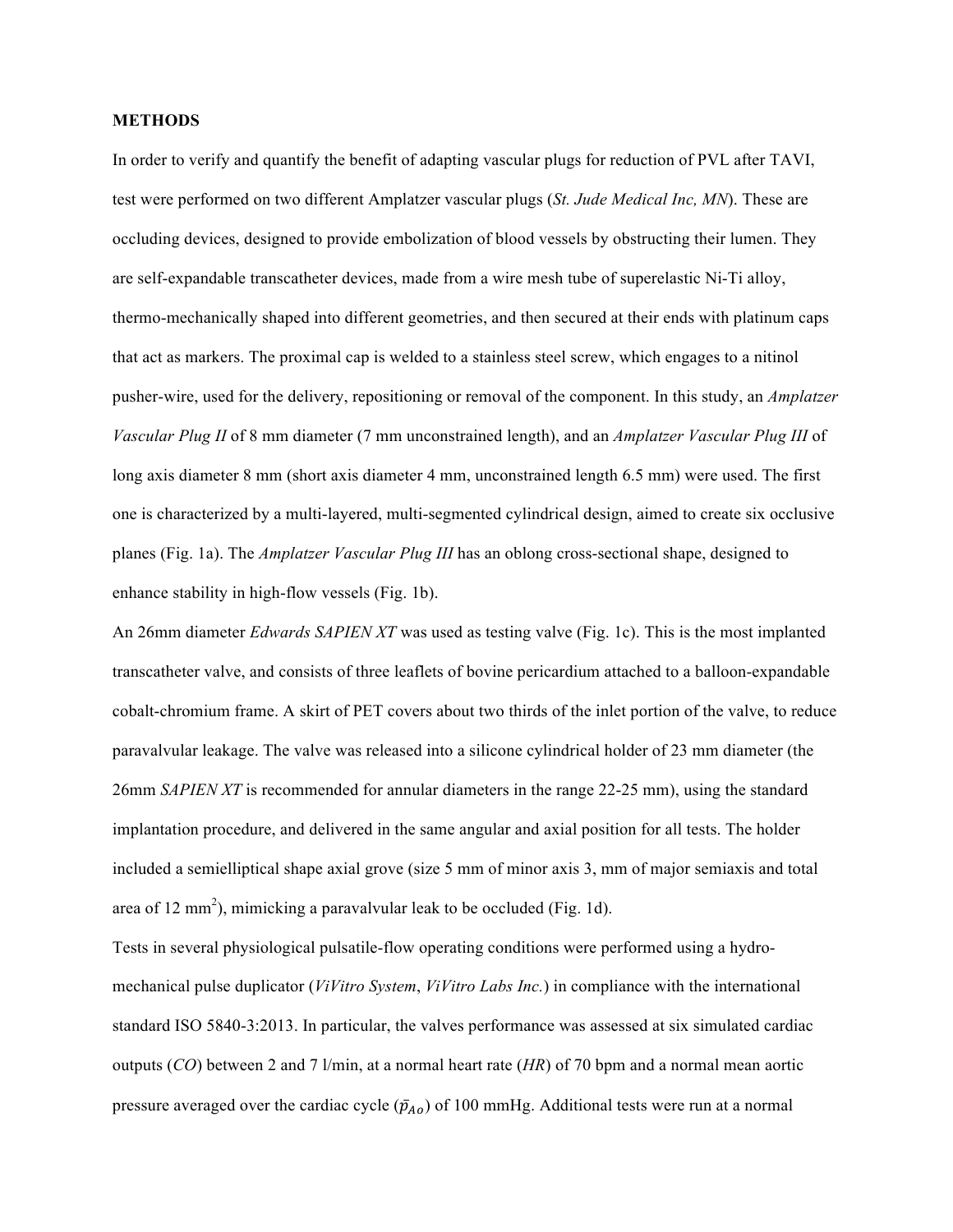**METHODS**

In order to verify and quantify the benefit of adapting vascular plugs for reduction of PVL after TAVI, test were performed on two different Amplatzer vascular plugs (*St. Jude Medical Inc, MN*). These are occluding devices, designed to provide embolization of blood vessels by obstructing their lumen. They are self-expandable transcatheter devices, made from a wire mesh tube of superelastic Ni-Ti alloy, thermo-mechanically shaped into different geometries, and then secured at their ends with platinum caps that act as markers. The proximal cap is welded to a stainless steel screw, which engages to a nitinol pusher-wire, used for the delivery, repositioning or removal of the component. In this study, an *Amplatzer Vascular Plug II* of 8 mm diameter (7 mm unconstrained length), and an *Amplatzer Vascular Plug III* of long axis diameter 8 mm (short axis diameter 4 mm, unconstrained length 6.5 mm) were used. The first one is characterized by a multi-layered, multi-segmented cylindrical design, aimed to create six occlusive planes (Fig. 1a). The *Amplatzer Vascular Plug III* has an oblong cross-sectional shape, designed to enhance stability in high-flow vessels (Fig. 1b).

An 26mm diameter *Edwards SAPIEN XT* was used as testing valve (Fig. 1c). This is the most implanted transcatheter valve, and consists of three leaflets of bovine pericardium attached to a balloon-expandable cobalt-chromium frame. A skirt of PET covers about two thirds of the inlet portion of the valve, to reduce paravalvular leakage. The valve was released into a silicone cylindrical holder of 23 mm diameter (the 26mm *SAPIEN XT* is recommended for annular diameters in the range 22-25 mm), using the standard implantation procedure, and delivered in the same angular and axial position for all tests. The holder included a semielliptical shape axial grove (size 5 mm of minor axis 3, mm of major semiaxis and total area of 12 mm$^2$), mimicking a paravalvular leak to be occluded (Fig. 1d).

Tests in several physiological pulsatile-flow operating conditions were performed using a hydro-mechanical pulse duplicator (*ViVitro System*, *ViVitro Labs Inc.*) in compliance with the international standard ISO 5840-3:2013. In particular, the valves performance was assessed at six simulated cardiac outputs (*CO*) between 2 and 7 l/min, at a normal heart rate (*HR*) of 70 bpm and a normal mean aortic pressure averaged over the cardiac cycle ($\bar{p}_{Ao}$) of 100 mmHg. Additional tests were run at a normal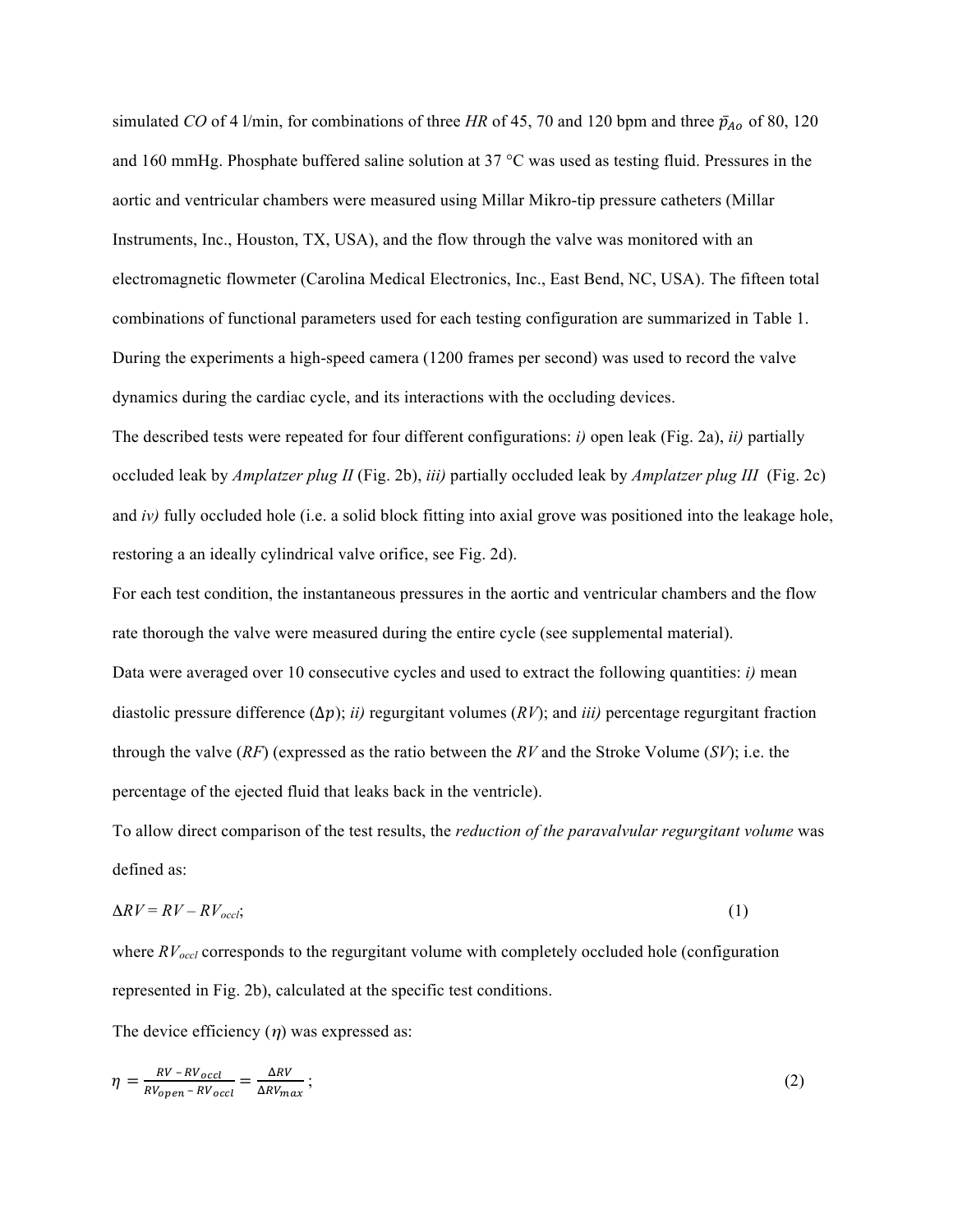simulated *CO* of 4 l/min, for combinations of three *HR* of 45, 70 and 120 bpm and three $\bar{p}_{Ao}$ of 80, 120 and 160 mmHg. Phosphate buffered saline solution at 37 °C was used as testing fluid. Pressures in the aortic and ventricular chambers were measured using Millar Mikro-tip pressure catheters (Millar Instruments, Inc., Houston, TX, USA), and the flow through the valve was monitored with an electromagnetic flowmeter (Carolina Medical Electronics, Inc., East Bend, NC, USA). The fifteen total combinations of functional parameters used for each testing configuration are summarized in Table 1. During the experiments a high-speed camera (1200 frames per second) was used to record the valve dynamics during the cardiac cycle, and its interactions with the occluding devices.

The described tests were repeated for four different configurations: *i)* open leak (Fig. 2a), *ii)* partially occluded leak by *Amplatzer plug II* (Fig. 2b), *iii)* partially occluded leak by *Amplatzer plug III* (Fig. 2c) and *iv)* fully occluded hole (i.e. a solid block fitting into axial grove was positioned into the leakage hole, restoring a an ideally cylindrical valve orifice, see Fig. 2d).

For each test condition, the instantaneous pressures in the aortic and ventricular chambers and the flow rate thorough the valve were measured during the entire cycle (see supplemental material).

Data were averaged over 10 consecutive cycles and used to extract the following quantities: *i)* mean diastolic pressure difference ($\Delta p$); *ii)* regurgitant volumes (*RV*); and *iii)* percentage regurgitant fraction through the valve (*RF*) (expressed as the ratio between the *RV* and the Stroke Volume (*SV*); i.e. the percentage of the ejected fluid that leaks back in the ventricle).

To allow direct comparison of the test results, the *reduction of the paravalvular regurgitant volume* was defined as:

$$\Delta RV = RV - RV_{occl}; \tag{1}$$

where $RV_{occl}$ corresponds to the regurgitant volume with completely occluded hole (configuration represented in Fig. 2b), calculated at the specific test conditions.

The device efficiency ($\eta$) was expressed as:

$$\eta = \frac{RV - RV_{occl}}{RV_{open} - RV_{occl}} = \frac{\Delta RV}{\Delta RV_{max}}; \tag{2}$$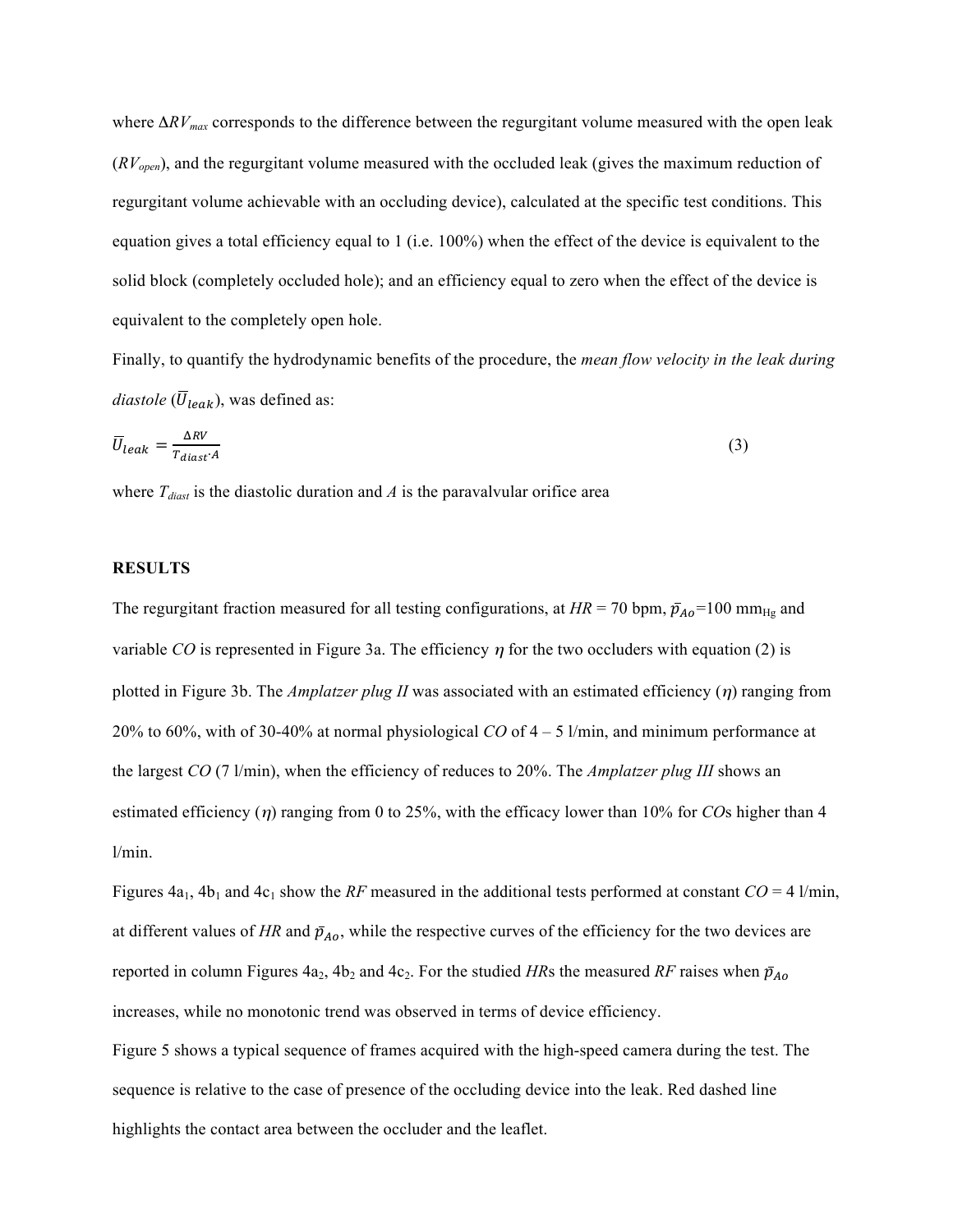where $\Delta RV_{max}$ corresponds to the difference between the regurgitant volume measured with the open leak ($RV_{open}$), and the regurgitant volume measured with the occluded leak (gives the maximum reduction of regurgitant volume achievable with an occluding device), calculated at the specific test conditions. This equation gives a total efficiency equal to 1 (i.e. 100%) when the effect of the device is equivalent to the solid block (completely occluded hole); and an efficiency equal to zero when the effect of the device is equivalent to the completely open hole.

Finally, to quantify the hydrodynamic benefits of the procedure, the *mean flow velocity in the leak during diastole* ($\overline{U}_{leak}$), was defined as:

$$\overline{U}_{leak} = \frac{\Delta RV}{T_{diast} \cdot A} \tag{3}$$

where $T_{diast}$ is the diastolic duration and $A$ is the paravalvular orifice area

**RESULTS**

The regurgitant fraction measured for all testing configurations, at $HR$ = 70 bpm, $\bar{p}_{Ao}$=100 mm$_{Hg}$ and variable $CO$ is represented in Figure 3a. The efficiency $\eta$ for the two occluders with equation (2) is plotted in Figure 3b. The *Amplatzer plug II* was associated with an estimated efficiency ($\eta$) ranging from 20% to 60%, with of 30-40% at normal physiological $CO$ of 4 – 5 l/min, and minimum performance at the largest $CO$ (7 l/min), when the efficiency of reduces to 20%. The *Amplatzer plug III* shows an estimated efficiency ($\eta$) ranging from 0 to 25%, with the efficacy lower than 10% for $CO$s higher than 4 l/min.

Figures 4a$_1$, 4b$_1$ and 4c$_1$ show the $RF$ measured in the additional tests performed at constant $CO$ = 4 l/min, at different values of $HR$ and $\bar{p}_{Ao}$, while the respective curves of the efficiency for the two devices are reported in column Figures 4a$_2$, 4b$_2$ and 4c$_2$. For the studied $HR$s the measured $RF$ raises when $\bar{p}_{Ao}$ increases, while no monotonic trend was observed in terms of device efficiency.

Figure 5 shows a typical sequence of frames acquired with the high-speed camera during the test. The sequence is relative to the case of presence of the occluding device into the leak. Red dashed line highlights the contact area between the occluder and the leaflet.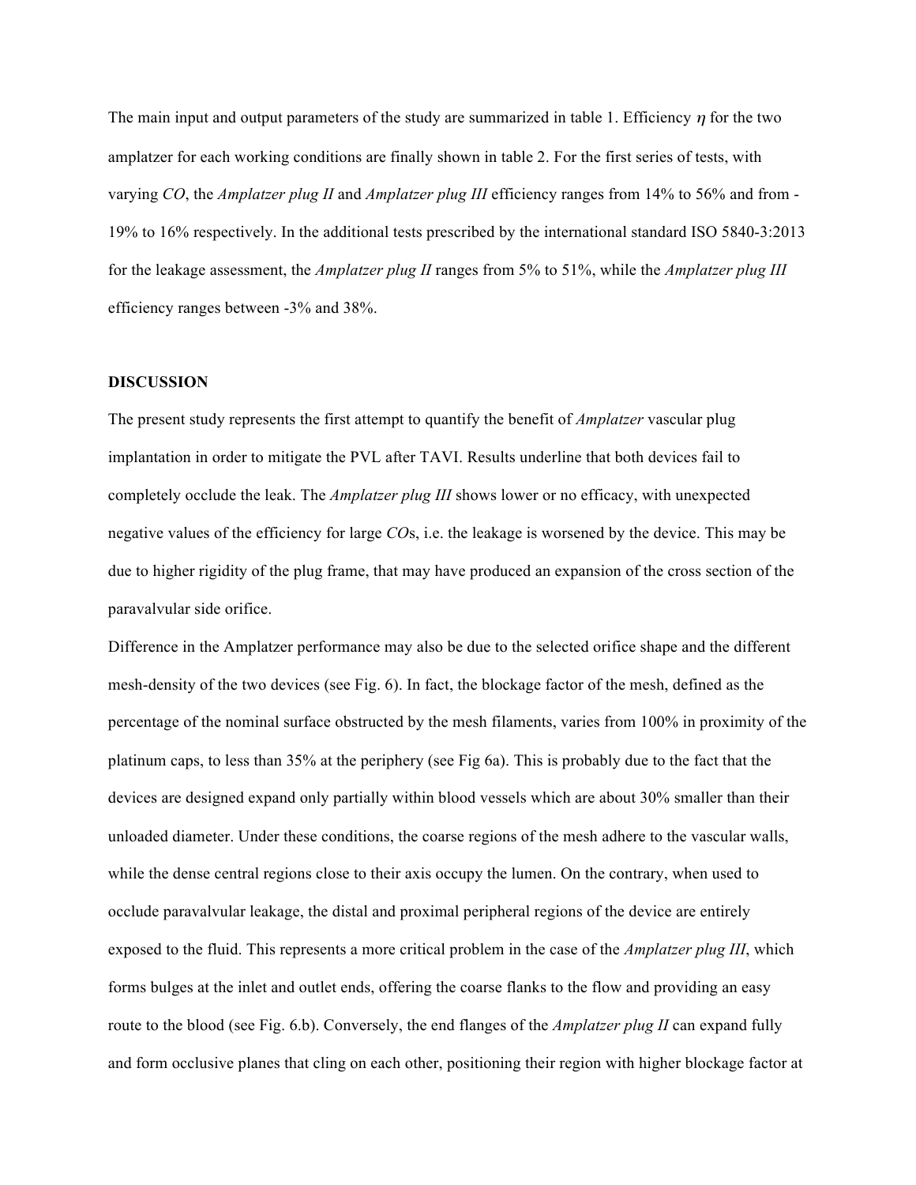The main input and output parameters of the study are summarized in table 1. Efficiency $\eta$ for the two amplatzer for each working conditions are finally shown in table 2. For the first series of tests, with varying *CO*, the *Amplatzer plug II* and *Amplatzer plug III* efficiency ranges from 14% to 56% and from -19% to 16% respectively. In the additional tests prescribed by the international standard ISO 5840-3:2013 for the leakage assessment, the *Amplatzer plug II* ranges from 5% to 51%, while the *Amplatzer plug III* efficiency ranges between -3% and 38%.

**DISCUSSION**

The present study represents the first attempt to quantify the benefit of *Amplatzer* vascular plug implantation in order to mitigate the PVL after TAVI. Results underline that both devices fail to completely occlude the leak. The *Amplatzer plug III* shows lower or no efficacy, with unexpected negative values of the efficiency for large *CO*s, i.e. the leakage is worsened by the device. This may be due to higher rigidity of the plug frame, that may have produced an expansion of the cross section of the paravalvular side orifice.

Difference in the Amplatzer performance may also be due to the selected orifice shape and the different mesh-density of the two devices (see Fig. 6). In fact, the blockage factor of the mesh, defined as the percentage of the nominal surface obstructed by the mesh filaments, varies from 100% in proximity of the platinum caps, to less than 35% at the periphery (see Fig 6a). This is probably due to the fact that the devices are designed expand only partially within blood vessels which are about 30% smaller than their unloaded diameter. Under these conditions, the coarse regions of the mesh adhere to the vascular walls, while the dense central regions close to their axis occupy the lumen. On the contrary, when used to occlude paravalvular leakage, the distal and proximal peripheral regions of the device are entirely exposed to the fluid. This represents a more critical problem in the case of the *Amplatzer plug III*, which forms bulges at the inlet and outlet ends, offering the coarse flanks to the flow and providing an easy route to the blood (see Fig. 6.b). Conversely, the end flanges of the *Amplatzer plug II* can expand fully and form occlusive planes that cling on each other, positioning their region with higher blockage factor at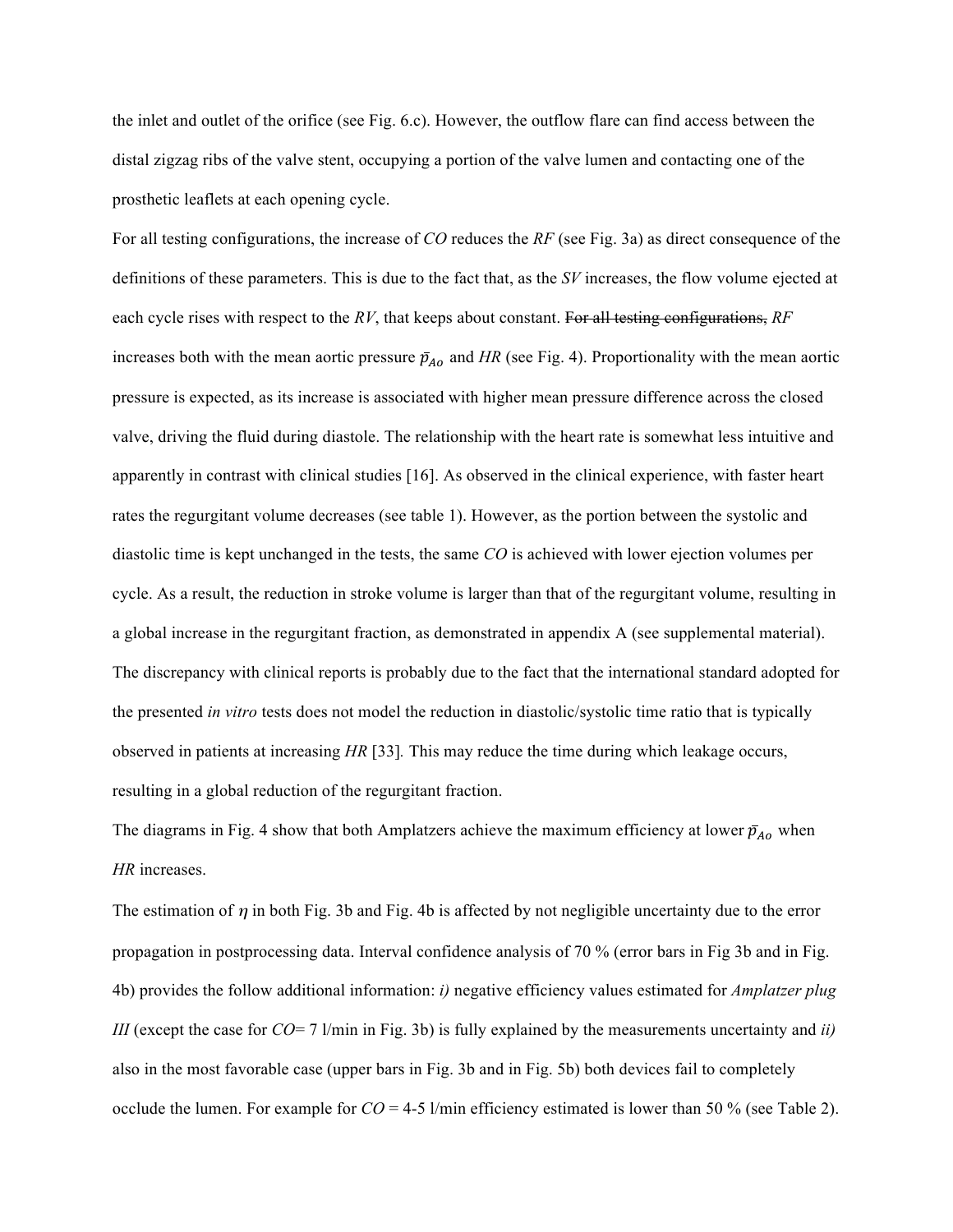the inlet and outlet of the orifice (see Fig. 6.c). However, the outflow flare can find access between the distal zigzag ribs of the valve stent, occupying a portion of the valve lumen and contacting one of the prosthetic leaflets at each opening cycle.

For all testing configurations, the increase of *CO* reduces the *RF* (see Fig. 3a) as direct consequence of the definitions of these parameters. This is due to the fact that, as the *SV* increases, the flow volume ejected at each cycle rises with respect to the *RV*, that keeps about constant. ~~For all testing configurations,~~ *RF* increases both with the mean aortic pressure $\bar{p}_{Ao}$ and *HR* (see Fig. 4). Proportionality with the mean aortic pressure is expected, as its increase is associated with higher mean pressure difference across the closed valve, driving the fluid during diastole. The relationship with the heart rate is somewhat less intuitive and apparently in contrast with clinical studies [16]. As observed in the clinical experience, with faster heart rates the regurgitant volume decreases (see table 1). However, as the portion between the systolic and diastolic time is kept unchanged in the tests, the same *CO* is achieved with lower ejection volumes per cycle. As a result, the reduction in stroke volume is larger than that of the regurgitant volume, resulting in a global increase in the regurgitant fraction, as demonstrated in appendix A (see supplemental material). The discrepancy with clinical reports is probably due to the fact that the international standard adopted for the presented *in vitro* tests does not model the reduction in diastolic/systolic time ratio that is typically observed in patients at increasing *HR* [33]. This may reduce the time during which leakage occurs, resulting in a global reduction of the regurgitant fraction.

The diagrams in Fig. 4 show that both Amplatzers achieve the maximum efficiency at lower $\bar{p}_{Ao}$ when *HR* increases.

The estimation of $\eta$ in both Fig. 3b and Fig. 4b is affected by not negligible uncertainty due to the error propagation in postprocessing data. Interval confidence analysis of 70 % (error bars in Fig 3b and in Fig. 4b) provides the follow additional information: *i)* negative efficiency values estimated for *Amplatzer plug III* (except the case for *CO*= 7 l/min in Fig. 3b) is fully explained by the measurements uncertainty and *ii)* also in the most favorable case (upper bars in Fig. 3b and in Fig. 5b) both devices fail to completely occlude the lumen. For example for *CO* = 4-5 l/min efficiency estimated is lower than 50 % (see Table 2).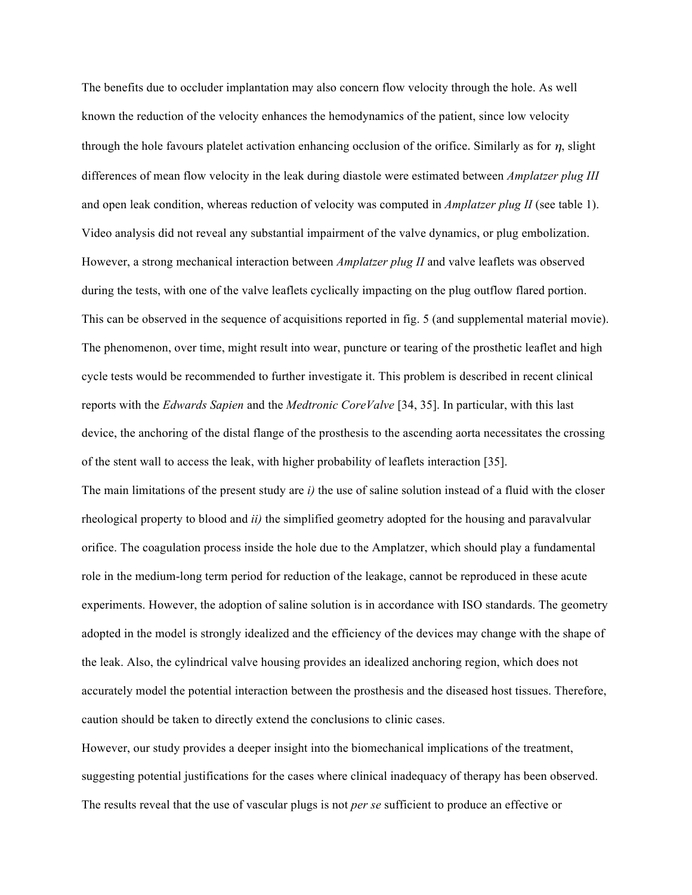The benefits due to occluder implantation may also concern flow velocity through the hole. As well known the reduction of the velocity enhances the hemodynamics of the patient, since low velocity through the hole favours platelet activation enhancing occlusion of the orifice. Similarly as for $\eta$, slight differences of mean flow velocity in the leak during diastole were estimated between *Amplatzer plug III* and open leak condition, whereas reduction of velocity was computed in *Amplatzer plug II* (see table 1). Video analysis did not reveal any substantial impairment of the valve dynamics, or plug embolization. However, a strong mechanical interaction between *Amplatzer plug II* and valve leaflets was observed during the tests, with one of the valve leaflets cyclically impacting on the plug outflow flared portion. This can be observed in the sequence of acquisitions reported in fig. 5 (and supplemental material movie). The phenomenon, over time, might result into wear, puncture or tearing of the prosthetic leaflet and high cycle tests would be recommended to further investigate it. This problem is described in recent clinical reports with the *Edwards Sapien* and the *Medtronic CoreValve* [34, 35]. In particular, with this last device, the anchoring of the distal flange of the prosthesis to the ascending aorta necessitates the crossing of the stent wall to access the leak, with higher probability of leaflets interaction [35].

The main limitations of the present study are *i)* the use of saline solution instead of a fluid with the closer rheological property to blood and *ii)* the simplified geometry adopted for the housing and paravalvular orifice. The coagulation process inside the hole due to the Amplatzer, which should play a fundamental role in the medium-long term period for reduction of the leakage, cannot be reproduced in these acute experiments. However, the adoption of saline solution is in accordance with ISO standards. The geometry adopted in the model is strongly idealized and the efficiency of the devices may change with the shape of the leak. Also, the cylindrical valve housing provides an idealized anchoring region, which does not accurately model the potential interaction between the prosthesis and the diseased host tissues. Therefore, caution should be taken to directly extend the conclusions to clinic cases.

However, our study provides a deeper insight into the biomechanical implications of the treatment, suggesting potential justifications for the cases where clinical inadequacy of therapy has been observed. The results reveal that the use of vascular plugs is not *per se* sufficient to produce an effective or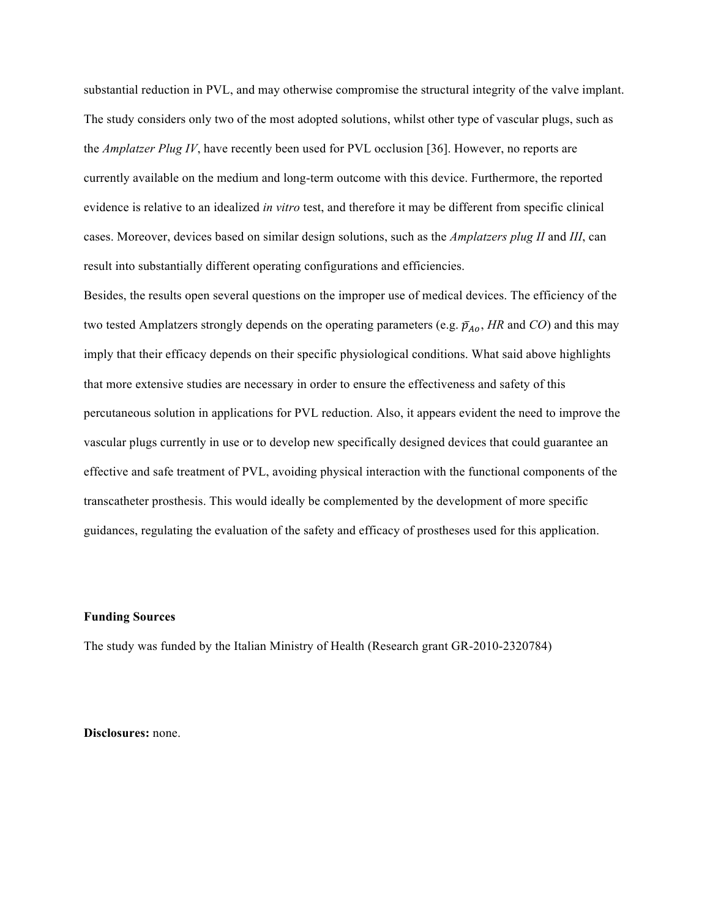substantial reduction in PVL, and may otherwise compromise the structural integrity of the valve implant. The study considers only two of the most adopted solutions, whilst other type of vascular plugs, such as the *Amplatzer Plug IV*, have recently been used for PVL occlusion [36]. However, no reports are currently available on the medium and long-term outcome with this device. Furthermore, the reported evidence is relative to an idealized *in vitro* test, and therefore it may be different from specific clinical cases. Moreover, devices based on similar design solutions, such as the *Amplatzers plug II* and *III*, can result into substantially different operating configurations and efficiencies.

Besides, the results open several questions on the improper use of medical devices. The efficiency of the two tested Amplatzers strongly depends on the operating parameters (e.g. $\bar{p}_{Ao}$, *HR* and *CO*) and this may imply that their efficacy depends on their specific physiological conditions. What said above highlights that more extensive studies are necessary in order to ensure the effectiveness and safety of this percutaneous solution in applications for PVL reduction. Also, it appears evident the need to improve the vascular plugs currently in use or to develop new specifically designed devices that could guarantee an effective and safe treatment of PVL, avoiding physical interaction with the functional components of the transcatheter prosthesis. This would ideally be complemented by the development of more specific guidances, regulating the evaluation of the safety and efficacy of prostheses used for this application.

**Funding Sources**

The study was funded by the Italian Ministry of Health (Research grant GR-2010-2320784)

**Disclosures:** none.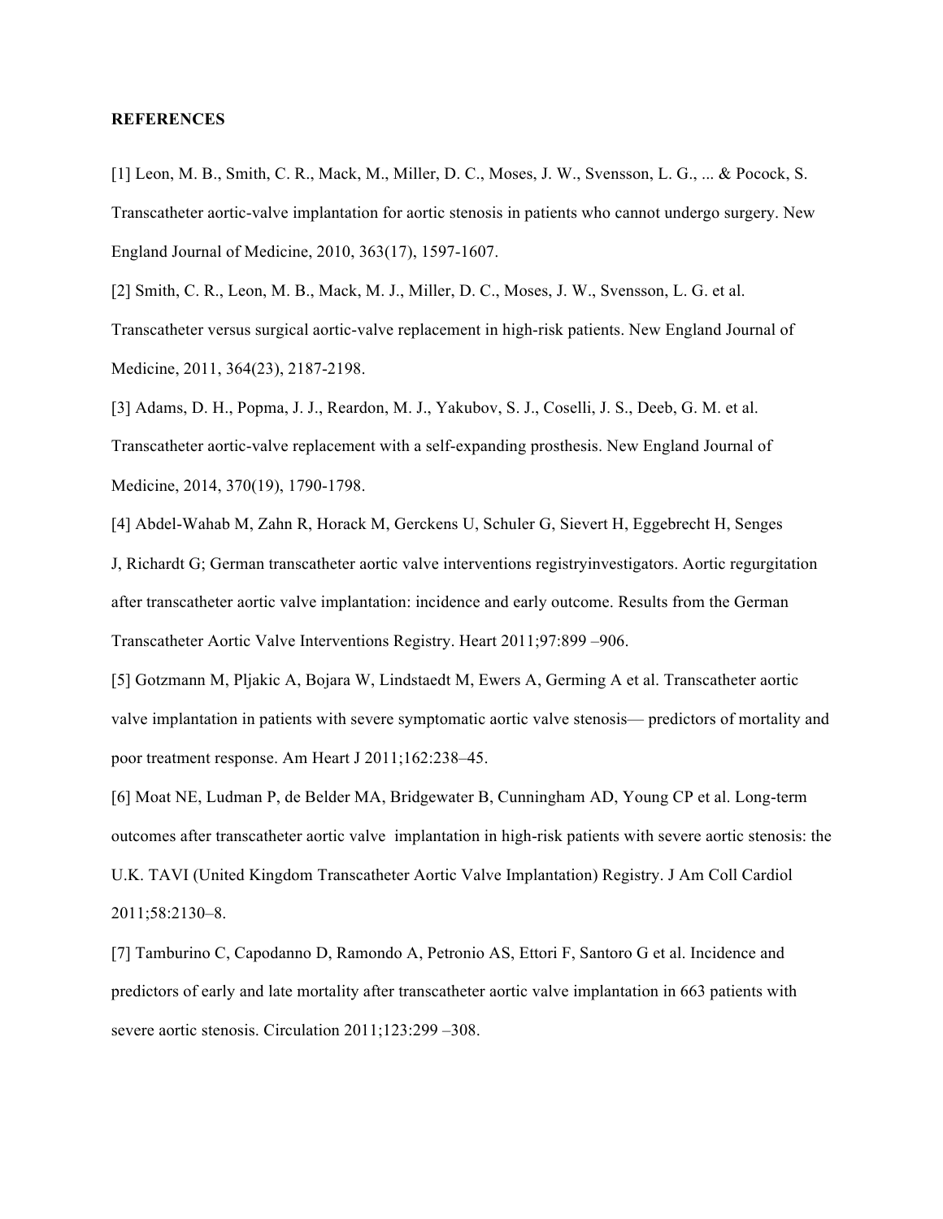**REFERENCES**

[1] Leon, M. B., Smith, C. R., Mack, M., Miller, D. C., Moses, J. W., Svensson, L. G., ... & Pocock, S. Transcatheter aortic-valve implantation for aortic stenosis in patients who cannot undergo surgery. New England Journal of Medicine, 2010, 363(17), 1597-1607.

[2] Smith, C. R., Leon, M. B., Mack, M. J., Miller, D. C., Moses, J. W., Svensson, L. G. et al. Transcatheter versus surgical aortic-valve replacement in high-risk patients. New England Journal of Medicine, 2011, 364(23), 2187-2198.

[3] Adams, D. H., Popma, J. J., Reardon, M. J., Yakubov, S. J., Coselli, J. S., Deeb, G. M. et al. Transcatheter aortic-valve replacement with a self-expanding prosthesis. New England Journal of Medicine, 2014, 370(19), 1790-1798.

[4] Abdel-Wahab M, Zahn R, Horack M, Gerckens U, Schuler G, Sievert H, Eggebrecht H, Senges J, Richardt G; German transcatheter aortic valve interventions registryinvestigators. Aortic regurgitation after transcatheter aortic valve implantation: incidence and early outcome. Results from the German Transcatheter Aortic Valve Interventions Registry. Heart 2011;97:899 –906.

[5] Gotzmann M, Pljakic A, Bojara W, Lindstaedt M, Ewers A, Germing A et al. Transcatheter aortic valve implantation in patients with severe symptomatic aortic valve stenosis— predictors of mortality and poor treatment response. Am Heart J 2011;162:238–45.

[6] Moat NE, Ludman P, de Belder MA, Bridgewater B, Cunningham AD, Young CP et al. Long-term outcomes after transcatheter aortic valve implantation in high-risk patients with severe aortic stenosis: the U.K. TAVI (United Kingdom Transcatheter Aortic Valve Implantation) Registry. J Am Coll Cardiol 2011;58:2130–8.

[7] Tamburino C, Capodanno D, Ramondo A, Petronio AS, Ettori F, Santoro G et al. Incidence and predictors of early and late mortality after transcatheter aortic valve implantation in 663 patients with severe aortic stenosis. Circulation 2011;123:299 –308.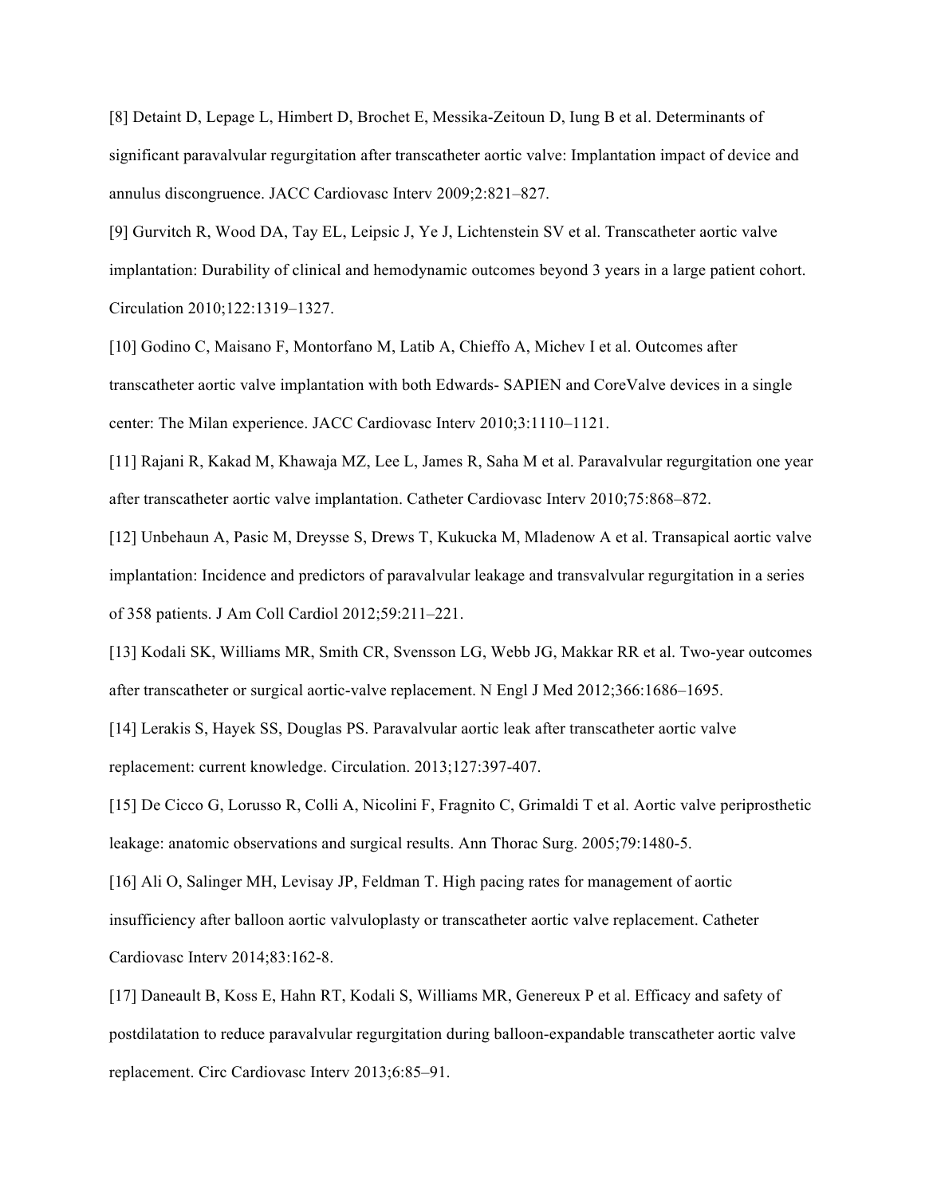[8] Detaint D, Lepage L, Himbert D, Brochet E, Messika-Zeitoun D, Iung B et al. Determinants of significant paravalvular regurgitation after transcatheter aortic valve: Implantation impact of device and annulus discongruence. JACC Cardiovasc Interv 2009;2:821–827.

[9] Gurvitch R, Wood DA, Tay EL, Leipsic J, Ye J, Lichtenstein SV et al. Transcatheter aortic valve implantation: Durability of clinical and hemodynamic outcomes beyond 3 years in a large patient cohort. Circulation 2010;122:1319–1327.

[10] Godino C, Maisano F, Montorfano M, Latib A, Chieffo A, Michev I et al. Outcomes after transcatheter aortic valve implantation with both Edwards- SAPIEN and CoreValve devices in a single center: The Milan experience. JACC Cardiovasc Interv 2010;3:1110–1121.

[11] Rajani R, Kakad M, Khawaja MZ, Lee L, James R, Saha M et al. Paravalvular regurgitation one year after transcatheter aortic valve implantation. Catheter Cardiovasc Interv 2010;75:868–872.

[12] Unbehaun A, Pasic M, Dreysse S, Drews T, Kukucka M, Mladenow A et al. Transapical aortic valve implantation: Incidence and predictors of paravalvular leakage and transvalvular regurgitation in a series of 358 patients. J Am Coll Cardiol 2012;59:211–221.

[13] Kodali SK, Williams MR, Smith CR, Svensson LG, Webb JG, Makkar RR et al. Two-year outcomes after transcatheter or surgical aortic-valve replacement. N Engl J Med 2012;366:1686–1695.

[14] Lerakis S, Hayek SS, Douglas PS. Paravalvular aortic leak after transcatheter aortic valve replacement: current knowledge. Circulation. 2013;127:397-407.

[15] De Cicco G, Lorusso R, Colli A, Nicolini F, Fragnito C, Grimaldi T et al. Aortic valve periprosthetic leakage: anatomic observations and surgical results. Ann Thorac Surg. 2005;79:1480-5.

[16] Ali O, Salinger MH, Levisay JP, Feldman T. High pacing rates for management of aortic insufficiency after balloon aortic valvuloplasty or transcatheter aortic valve replacement. Catheter Cardiovasc Interv 2014;83:162-8.

[17] Daneault B, Koss E, Hahn RT, Kodali S, Williams MR, Genereux P et al. Efficacy and safety of postdilatation to reduce paravalvular regurgitation during balloon-expandable transcatheter aortic valve replacement. Circ Cardiovasc Interv 2013;6:85–91.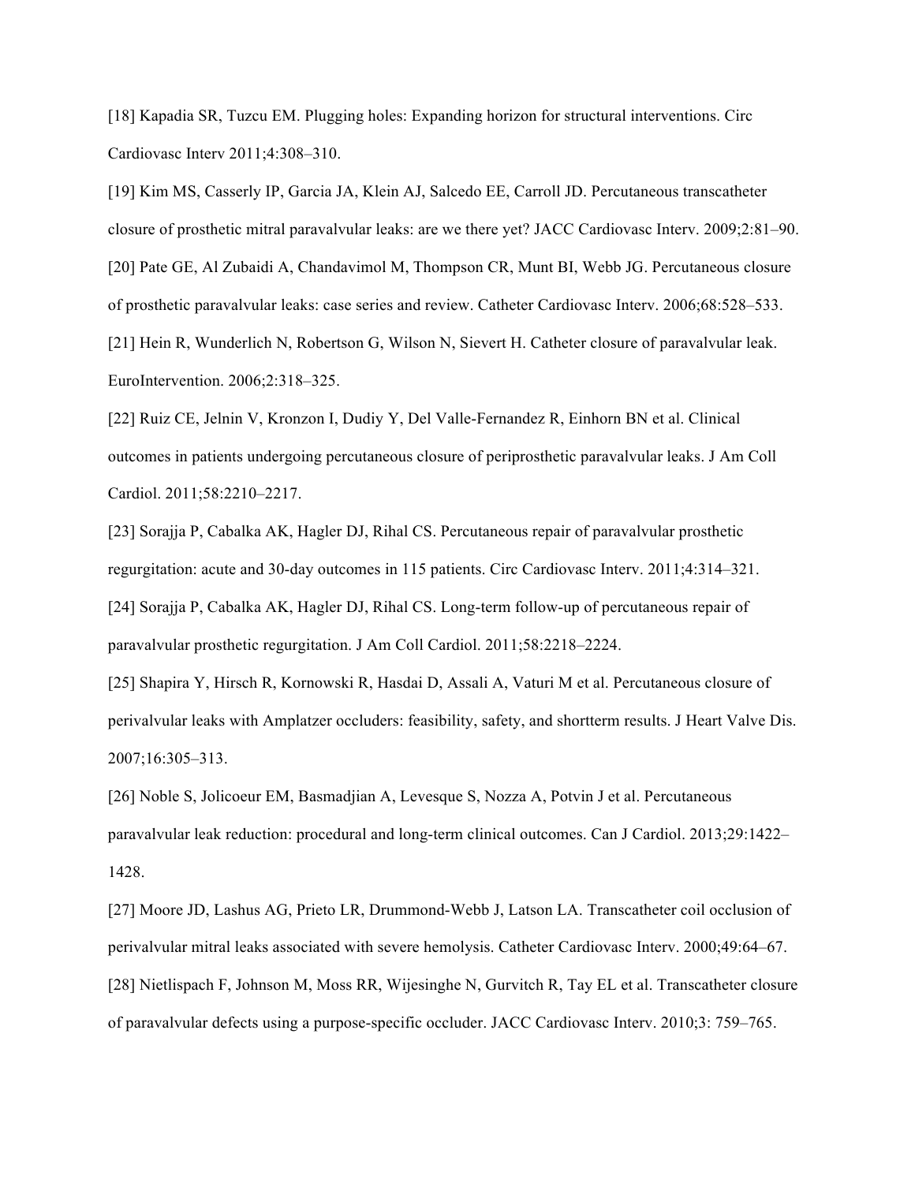[18] Kapadia SR, Tuzcu EM. Plugging holes: Expanding horizon for structural interventions. Circ Cardiovasc Interv 2011;4:308–310.

[19] Kim MS, Casserly IP, Garcia JA, Klein AJ, Salcedo EE, Carroll JD. Percutaneous transcatheter closure of prosthetic mitral paravalvular leaks: are we there yet? JACC Cardiovasc Interv. 2009;2:81–90.

[20] Pate GE, Al Zubaidi A, Chandavimol M, Thompson CR, Munt BI, Webb JG. Percutaneous closure of prosthetic paravalvular leaks: case series and review. Catheter Cardiovasc Interv. 2006;68:528–533.

[21] Hein R, Wunderlich N, Robertson G, Wilson N, Sievert H. Catheter closure of paravalvular leak. EuroIntervention. 2006;2:318–325.

[22] Ruiz CE, Jelnin V, Kronzon I, Dudiy Y, Del Valle-Fernandez R, Einhorn BN et al. Clinical outcomes in patients undergoing percutaneous closure of periprosthetic paravalvular leaks. J Am Coll Cardiol. 2011;58:2210–2217.

[23] Sorajja P, Cabalka AK, Hagler DJ, Rihal CS. Percutaneous repair of paravalvular prosthetic regurgitation: acute and 30-day outcomes in 115 patients. Circ Cardiovasc Interv. 2011;4:314–321.

[24] Sorajja P, Cabalka AK, Hagler DJ, Rihal CS. Long-term follow-up of percutaneous repair of paravalvular prosthetic regurgitation. J Am Coll Cardiol. 2011;58:2218–2224.

[25] Shapira Y, Hirsch R, Kornowski R, Hasdai D, Assali A, Vaturi M et al. Percutaneous closure of perivalvular leaks with Amplatzer occluders: feasibility, safety, and shortterm results. J Heart Valve Dis. 2007;16:305–313.

[26] Noble S, Jolicoeur EM, Basmadjian A, Levesque S, Nozza A, Potvin J et al. Percutaneous paravalvular leak reduction: procedural and long-term clinical outcomes. Can J Cardiol. 2013;29:1422–1428.

[27] Moore JD, Lashus AG, Prieto LR, Drummond-Webb J, Latson LA. Transcatheter coil occlusion of perivalvular mitral leaks associated with severe hemolysis. Catheter Cardiovasc Interv. 2000;49:64–67.

[28] Nietlispach F, Johnson M, Moss RR, Wijesinghe N, Gurvitch R, Tay EL et al. Transcatheter closure of paravalvular defects using a purpose-specific occluder. JACC Cardiovasc Interv. 2010;3: 759–765.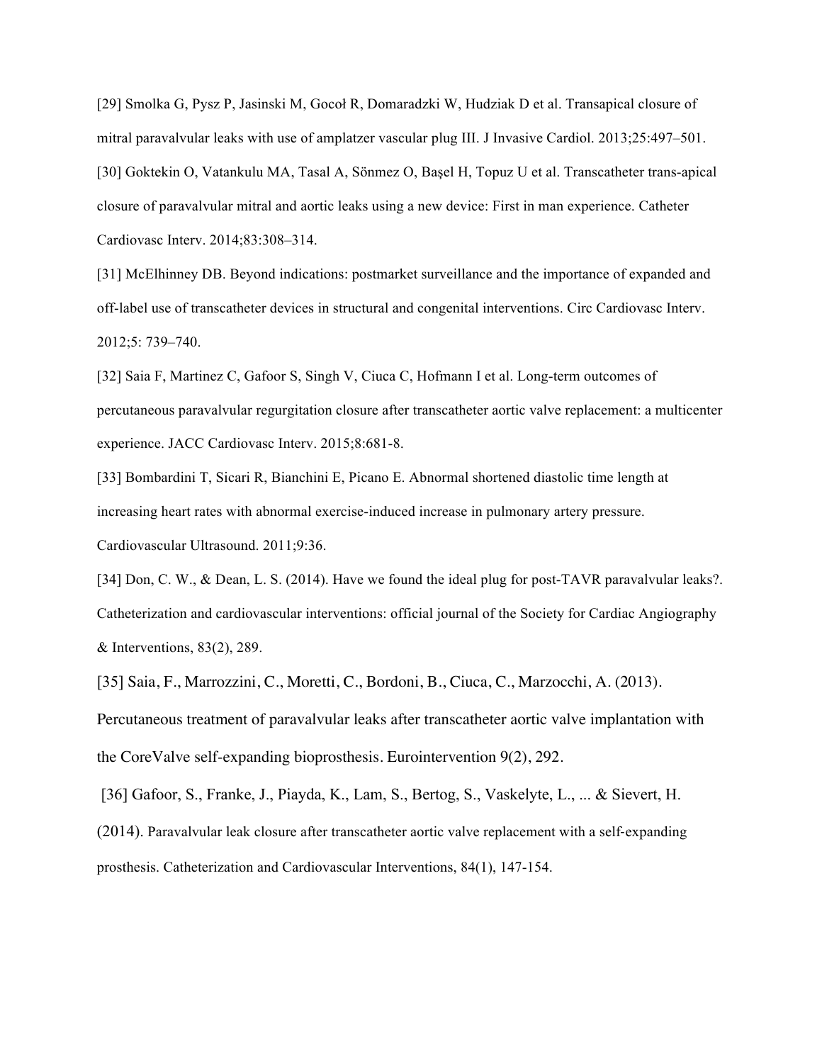[29] Smolka G, Pysz P, Jasinski M, Gocoł R, Domaradzki W, Hudziak D et al. Transapical closure of mitral paravalvular leaks with use of amplatzer vascular plug III. J Invasive Cardiol. 2013;25:497–501.

[30] Goktekin O, Vatankulu MA, Tasal A, Sönmez O, Başel H, Topuz U et al. Transcatheter trans-apical closure of paravalvular mitral and aortic leaks using a new device: First in man experience. Catheter Cardiovasc Interv. 2014;83:308–314.

[31] McElhinney DB. Beyond indications: postmarket surveillance and the importance of expanded and off-label use of transcatheter devices in structural and congenital interventions. Circ Cardiovasc Interv. 2012;5: 739–740.

[32] Saia F, Martinez C, Gafoor S, Singh V, Ciuca C, Hofmann I et al. Long-term outcomes of percutaneous paravalvular regurgitation closure after transcatheter aortic valve replacement: a multicenter experience. JACC Cardiovasc Interv. 2015;8:681-8.

[33] Bombardini T, Sicari R, Bianchini E, Picano E. Abnormal shortened diastolic time length at increasing heart rates with abnormal exercise-induced increase in pulmonary artery pressure. Cardiovascular Ultrasound. 2011;9:36.

[34] Don, C. W., & Dean, L. S. (2014). Have we found the ideal plug for post-TAVR paravalvular leaks?. Catheterization and cardiovascular interventions: official journal of the Society for Cardiac Angiography & Interventions, 83(2), 289.

[35] Saia, F., Marrozzini, C., Moretti, C., Bordoni, B., Ciuca, C., Marzocchi, A. (2013). Percutaneous treatment of paravalvular leaks after transcatheter aortic valve implantation with the CoreValve self-expanding bioprosthesis. Eurointervention 9(2), 292.

[36] Gafoor, S., Franke, J., Piayda, K., Lam, S., Bertog, S., Vaskelyte, L., ... & Sievert, H. (2014). Paravalvular leak closure after transcatheter aortic valve replacement with a self-expanding prosthesis. Catheterization and Cardiovascular Interventions, 84(1), 147-154.